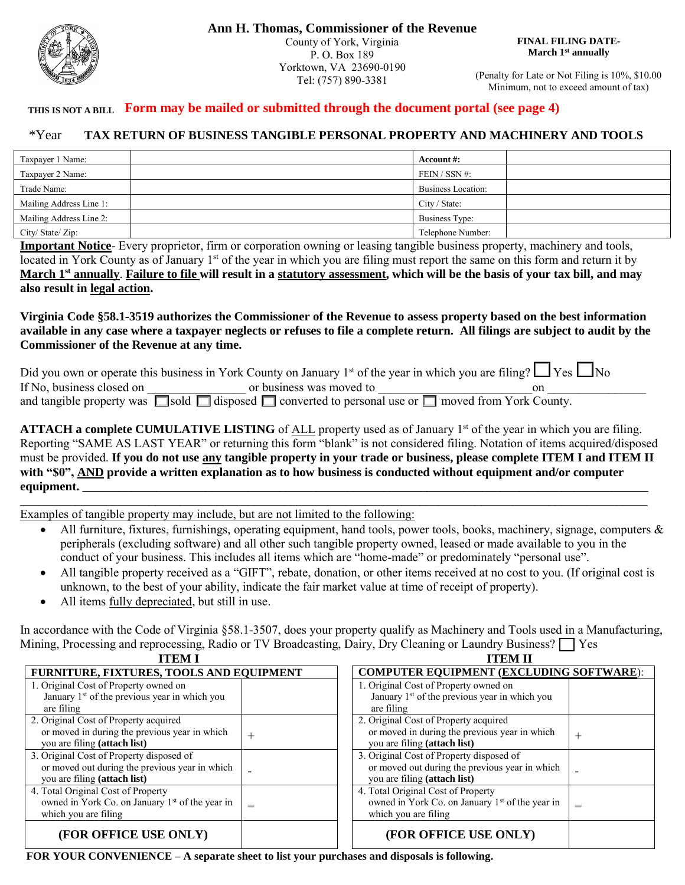**Ann H. Thomas, Commissioner of the Revenue**
County of York, Virginia
P. O. Box 189
Yorktown, VA 23690-0190
Tel: (757) 890-3381

**FINAL FILING DATE- March 1st annually**

(Penalty for Late or Not Filing is 10%, $10.00 Minimum, not to exceed amount of tax)

**THIS IS NOT A BILL** **Form may be mailed or submitted through the document portal (see page 4)**

## *Year TAX RETURN OF BUSINESS TANGIBLE PERSONAL PROPERTY AND MACHINERY AND TOOLS

| | | | |
|---|---|---|---|
| Taxpayer 1 Name: | | **Account #:** | |
| Taxpayer 2 Name: | | FEIN / SSN #: | |
| Trade Name: | | Business Location: | |
| Mailing Address Line 1: | | City / State: | |
| Mailing Address Line 2: | | Business Type: | |
| City/ State/ Zip: | | Telephone Number: | |

**Important Notice**- Every proprietor, firm or corporation owning or leasing tangible business property, machinery and tools, located in York County as of January 1st of the year in which you are filing must report the same on this form and return it by **March 1st annually**. **Failure to file will result in a statutory assessment, which will be the basis of your tax bill, and may also result in legal action.**

**Virginia Code §58.1-3519 authorizes the Commissioner of the Revenue to assess property based on the best information available in any case where a taxpayer neglects or refuses to file a complete return. All filings are subject to audit by the Commissioner of the Revenue at any time.**

Did you own or operate this business in York County on January 1st of the year in which you are filing? ☐ Yes ☐ No
If No, business closed on ________________ or business was moved to __________________________ on ________________
and tangible property was ☐ sold ☐ disposed ☐ converted to personal use or ☐ moved from York County.

**ATTACH a complete CUMULATIVE LISTING** of ALL property used as of January 1st of the year in which you are filing. Reporting "SAME AS LAST YEAR" or returning this form "blank" is not considered filing. Notation of items acquired/disposed must be provided. **If you do not use any tangible property in your trade or business, please complete ITEM I and ITEM II with "$0", AND provide a written explanation as to how business is conducted without equipment and/or computer equipment.** ______________________________________________________________________

______________________________________________________________________

Examples of tangible property may include, but are not limited to the following:

- All furniture, fixtures, furnishings, operating equipment, hand tools, power tools, books, machinery, signage, computers & peripherals (excluding software) and all other such tangible property owned, leased or made available to you in the conduct of your business. This includes all items which are "home-made" or predominately "personal use".
- All tangible property received as a "GIFT", rebate, donation, or other items received at no cost to you. (If original cost is unknown, to the best of your ability, indicate the fair market value at time of receipt of property).
- All items fully depreciated, but still in use.

In accordance with the Code of Virginia §58.1-3507, does your property qualify as Machinery and Tools used in a Manufacturing, Mining, Processing and reprocessing, Radio or TV Broadcasting, Dairy, Dry Cleaning or Laundry Business? ☐ Yes

**ITEM I**

| **FURNITURE, FIXTURES, TOOLS AND EQUIPMENT** | |
|---|---|
| 1. Original Cost of Property owned on January 1st of the previous year in which you are filing | |
| 2. Original Cost of Property acquired or moved in during the previous year in which you are filing **(attach list)** | + |
| 3. Original Cost of Property disposed of or moved out during the previous year in which you are filing **(attach list)** | - |
| 4. Total Original Cost of Property owned in York Co. on January 1st of the year in which you are filing | = |
| **(FOR OFFICE USE ONLY)** | |

**ITEM II**

| **COMPUTER EQUIPMENT (EXCLUDING SOFTWARE):** | |
|---|---|
| 1. Original Cost of Property owned on January 1st of the previous year in which you are filing | |
| 2. Original Cost of Property acquired or moved in during the previous year in which you are filing **(attach list)** | + |
| 3. Original Cost of Property disposed of or moved out during the previous year in which you are filing **(attach list)** | - |
| 4. Total Original Cost of Property owned in York Co. on January 1st of the year in which you are filing | = |
| **(FOR OFFICE USE ONLY)** | |

**FOR YOUR CONVENIENCE – A separate sheet to list your purchases and disposals is following.**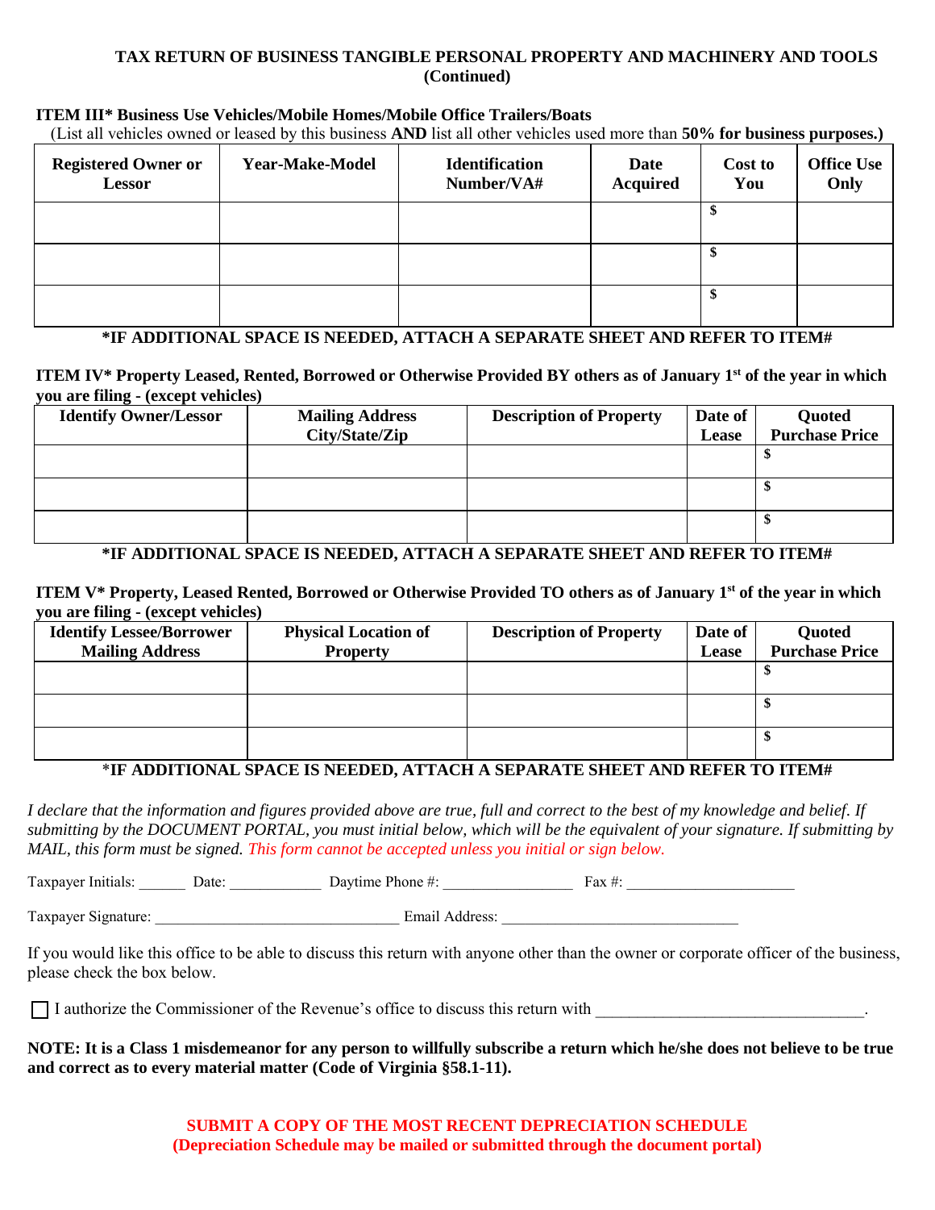## TAX RETURN OF BUSINESS TANGIBLE PERSONAL PROPERTY AND MACHINERY AND TOOLS (Continued)

**ITEM III* Business Use Vehicles/Mobile Homes/Mobile Office Trailers/Boats**

(List all vehicles owned or leased by this business **AND** list all other vehicles used more than **50% for business purposes.)**

| Registered Owner or Lessor | Year-Make-Model | Identification Number/VA# | Date Acquired | Cost to You | Office Use Only |
|---|---|---|---|---|---|
| | | | | $ | |
| | | | | $ | |
| | | | | $ | |

**\*IF ADDITIONAL SPACE IS NEEDED, ATTACH A SEPARATE SHEET AND REFER TO ITEM#**

**ITEM IV* Property Leased, Rented, Borrowed or Otherwise Provided BY others as of January 1st of the year in which you are filing - (except vehicles)**

| Identify Owner/Lessor | Mailing Address City/State/Zip | Description of Property | Date of Lease | Quoted Purchase Price |
|---|---|---|---|---|
| | | | | $ |
| | | | | $ |
| | | | | $ |

**\*IF ADDITIONAL SPACE IS NEEDED, ATTACH A SEPARATE SHEET AND REFER TO ITEM#**

**ITEM V* Property, Leased Rented, Borrowed or Otherwise Provided TO others as of January 1st of the year in which you are filing - (except vehicles)**

| Identify Lessee/Borrower Mailing Address | Physical Location of Property | Description of Property | Date of Lease | Quoted Purchase Price |
|---|---|---|---|---|
| | | | | $ |
| | | | | $ |
| | | | | $ |

**\*IF ADDITIONAL SPACE IS NEEDED, ATTACH A SEPARATE SHEET AND REFER TO ITEM#**

*I declare that the information and figures provided above are true, full and correct to the best of my knowledge and belief. If submitting by the DOCUMENT PORTAL, you must initial below, which will be the equivalent of your signature. If submitting by MAIL, this form must be signed. This form cannot be accepted unless you initial or sign below.*

Taxpayer Initials: ______ Date: ____________ Daytime Phone #: ________________ Fax #: _____________________

Taxpayer Signature: _______________________________ Email Address: ______________________________

If you would like this office to be able to discuss this return with anyone other than the owner or corporate officer of the business, please check the box below.

☐ I authorize the Commissioner of the Revenue's office to discuss this return with ________________________________.

**NOTE: It is a Class 1 misdemeanor for any person to willfully subscribe a return which he/she does not believe to be true and correct as to every material matter (Code of Virginia §58.1-11).**

**SUBMIT A COPY OF THE MOST RECENT DEPRECIATION SCHEDULE**
**(Depreciation Schedule may be mailed or submitted through the document portal)**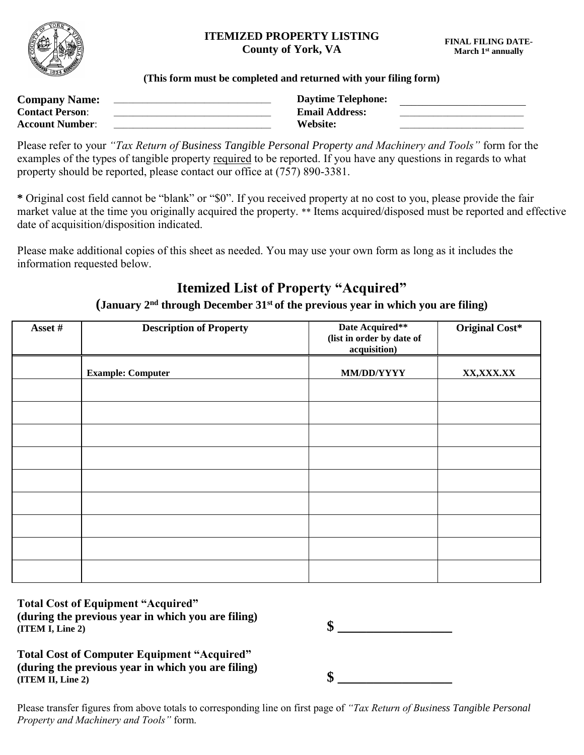# ITEMIZED PROPERTY LISTING
**County of York, VA**

**FINAL FILING DATE-**
**March 1st annually**

**(This form must be completed and returned with your filing form)**

| | | | |
|---|---|---|---|
| **Company Name:** | ______________________________ | **Daytime Telephone:** | ________________________ |
| **Contact Person:** | ______________________________ | **Email Address:** | ________________________ |
| **Account Number:** | ______________________________ | **Website:** | ________________________ |

Please refer to your *"Tax Return of Business Tangible Personal Property and Machinery and Tools"* form for the examples of the types of tangible property required to be reported. If you have any questions in regards to what property should be reported, please contact our office at (757) 890-3381.

**\*** Original cost field cannot be "blank" or "$0". If you received property at no cost to you, please provide the fair market value at the time you originally acquired the property. \*\* Items acquired/disposed must be reported and effective date of acquisition/disposition indicated.

Please make additional copies of this sheet as needed. You may use your own form as long as it includes the information requested below.

## Itemized List of Property "Acquired"

**(January 2nd through December 31st of the previous year in which you are filing)**

| Asset # | Description of Property | Date Acquired** (list in order by date of acquisition) | Original Cost* |
|---|---|---|---|
| | **Example: Computer** | **MM/DD/YYYY** | **XX,XXX.XX** |
| | | | |
| | | | |
| | | | |
| | | | |
| | | | |
| | | | |
| | | | |
| | | | |
| | | | |

**Total Cost of Equipment "Acquired"**
**(during the previous year in which you are filing)**
**(ITEM I, Line 2)** **$ __________________**

**Total Cost of Computer Equipment "Acquired"**
**(during the previous year in which you are filing)**
**(ITEM II, Line 2)** **$ __________________**

Please transfer figures from above totals to corresponding line on first page of *"Tax Return of Business Tangible Personal Property and Machinery and Tools"* form.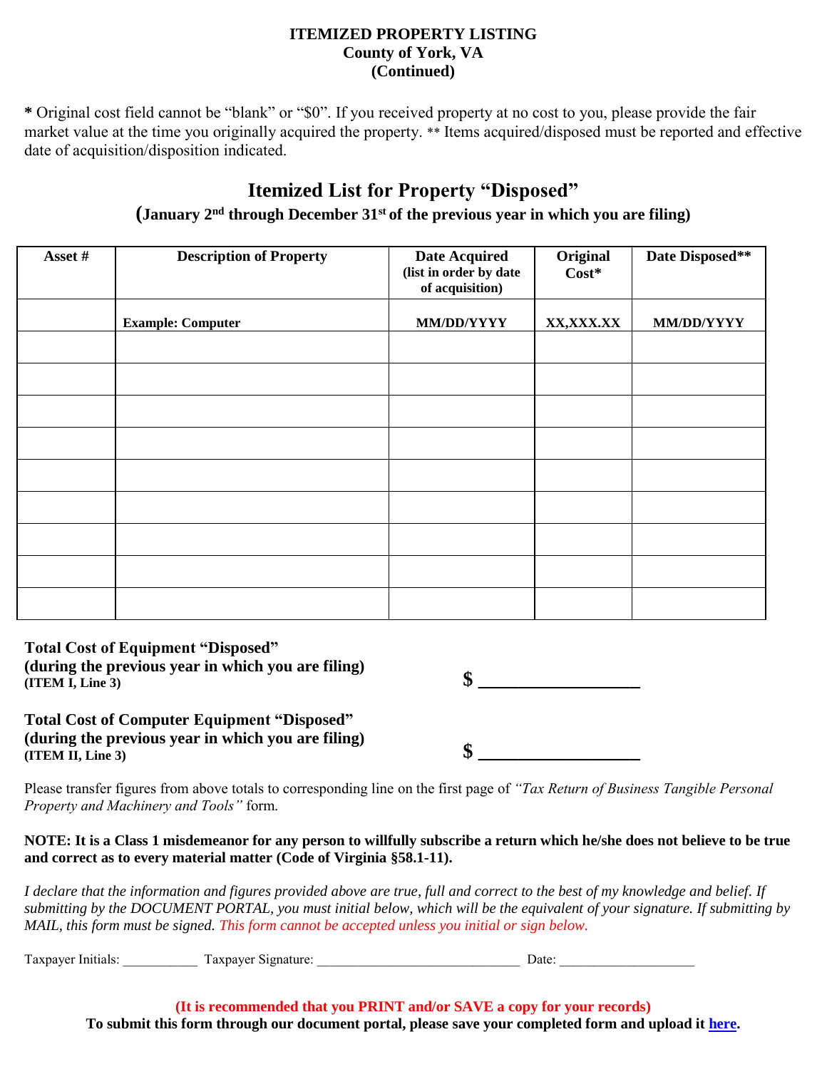**ITEMIZED PROPERTY LISTING**
**County of York, VA**
**(Continued)**

**\*** Original cost field cannot be "blank" or "$0". If you received property at no cost to you, please provide the fair market value at the time you originally acquired the property. ** Items acquired/disposed must be reported and effective date of acquisition/disposition indicated.

## Itemized List for Property "Disposed"

**(January 2nd through December 31st of the previous year in which you are filing)**

| Asset # | Description of Property | Date Acquired (list in order by date of acquisition) | Original Cost* | Date Disposed** |
|---|---|---|---|---|
| | **Example: Computer** | **MM/DD/YYYY** | **XX,XXX.XX** | **MM/DD/YYYY** |
| | | | | |
| | | | | |
| | | | | |
| | | | | |
| | | | | |
| | | | | |
| | | | | |
| | | | | |
| | | | | |

**Total Cost of Equipment "Disposed"**
**(during the previous year in which you are filing)**
**(ITEM I, Line 3)** **$ ________________**

**Total Cost of Computer Equipment "Disposed"**
**(during the previous year in which you are filing)**
**(ITEM II, Line 3)** **$ ________________**

Please transfer figures from above totals to corresponding line on the first page of *"Tax Return of Business Tangible Personal Property and Machinery and Tools"* form.

**NOTE: It is a Class 1 misdemeanor for any person to willfully subscribe a return which he/she does not believe to be true and correct as to every material matter (Code of Virginia §58.1-11).**

*I declare that the information and figures provided above are true, full and correct to the best of my knowledge and belief. If submitting by the DOCUMENT PORTAL, you must initial below, which will be the equivalent of your signature. If submitting by MAIL, this form must be signed. This form cannot be accepted unless you initial or sign below.*

Taxpayer Initials: ___________ Taxpayer Signature: ______________________________ Date: ____________________

**(It is recommended that you PRINT and/or SAVE a copy for your records)**
**To submit this form through our document portal, please save your completed form and upload it here.**